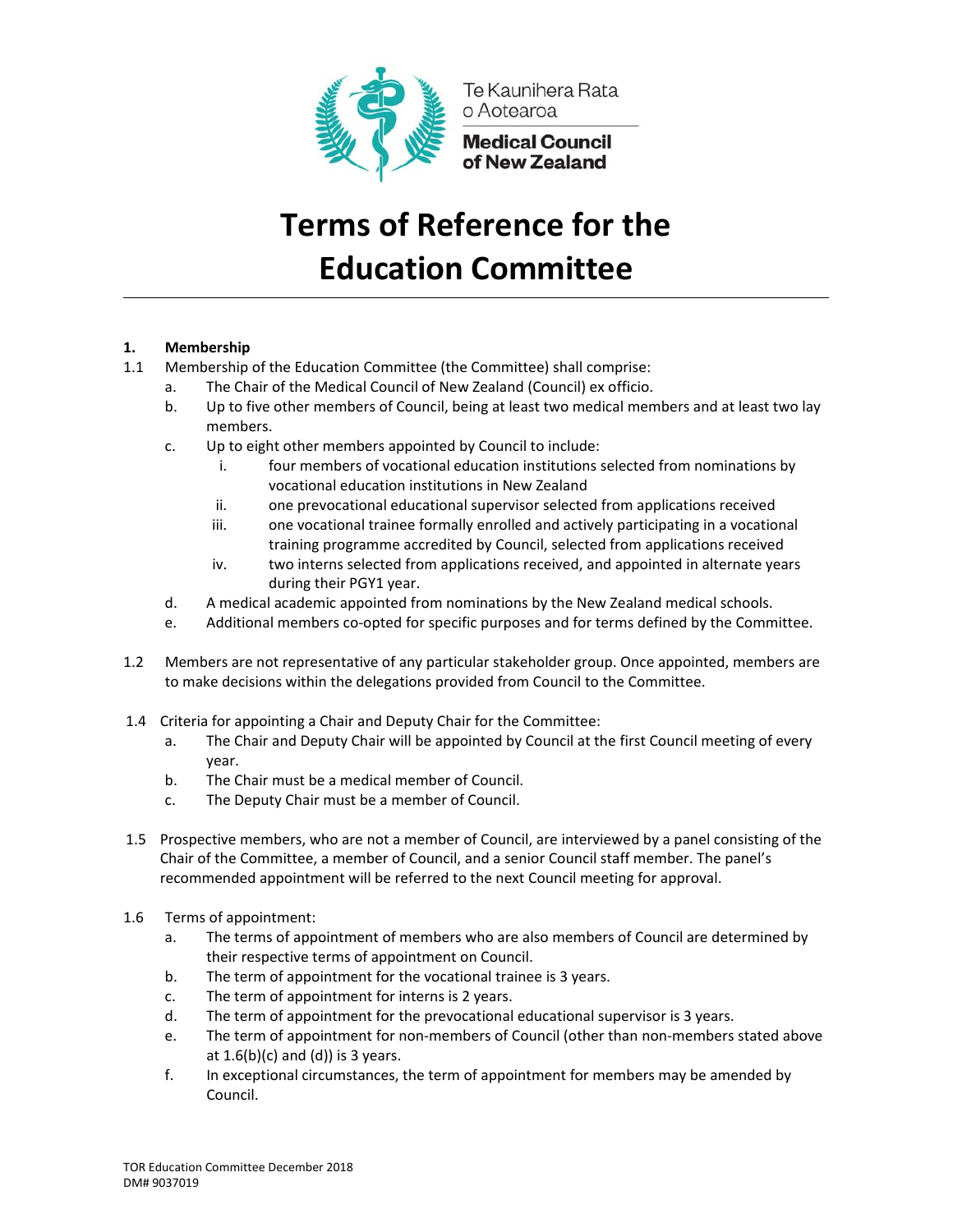Te Kaunihera Rata o Aotearoa

**Medical Council of New Zealand**

# Terms of Reference for the Education Committee

**1. Membership**

1.1 Membership of the Education Committee (the Committee) shall comprise:

a. The Chair of the Medical Council of New Zealand (Council) ex officio.

b. Up to five other members of Council, being at least two medical members and at least two lay members.

c. Up to eight other members appointed by Council to include:

i. four members of vocational education institutions selected from nominations by vocational education institutions in New Zealand

ii. one prevocational educational supervisor selected from applications received

iii. one vocational trainee formally enrolled and actively participating in a vocational training programme accredited by Council, selected from applications received

iv. two interns selected from applications received, and appointed in alternate years during their PGY1 year.

d. A medical academic appointed from nominations by the New Zealand medical schools.

e. Additional members co-opted for specific purposes and for terms defined by the Committee.

1.2 Members are not representative of any particular stakeholder group. Once appointed, members are to make decisions within the delegations provided from Council to the Committee.

1.4 Criteria for appointing a Chair and Deputy Chair for the Committee:

a. The Chair and Deputy Chair will be appointed by Council at the first Council meeting of every year.

b. The Chair must be a medical member of Council.

c. The Deputy Chair must be a member of Council.

1.5 Prospective members, who are not a member of Council, are interviewed by a panel consisting of the Chair of the Committee, a member of Council, and a senior Council staff member. The panel's recommended appointment will be referred to the next Council meeting for approval.

1.6 Terms of appointment:

a. The terms of appointment of members who are also members of Council are determined by their respective terms of appointment on Council.

b. The term of appointment for the vocational trainee is 3 years.

c. The term of appointment for interns is 2 years.

d. The term of appointment for the prevocational educational supervisor is 3 years.

e. The term of appointment for non-members of Council (other than non-members stated above at 1.6(b)(c) and (d)) is 3 years.

f. In exceptional circumstances, the term of appointment for members may be amended by Council.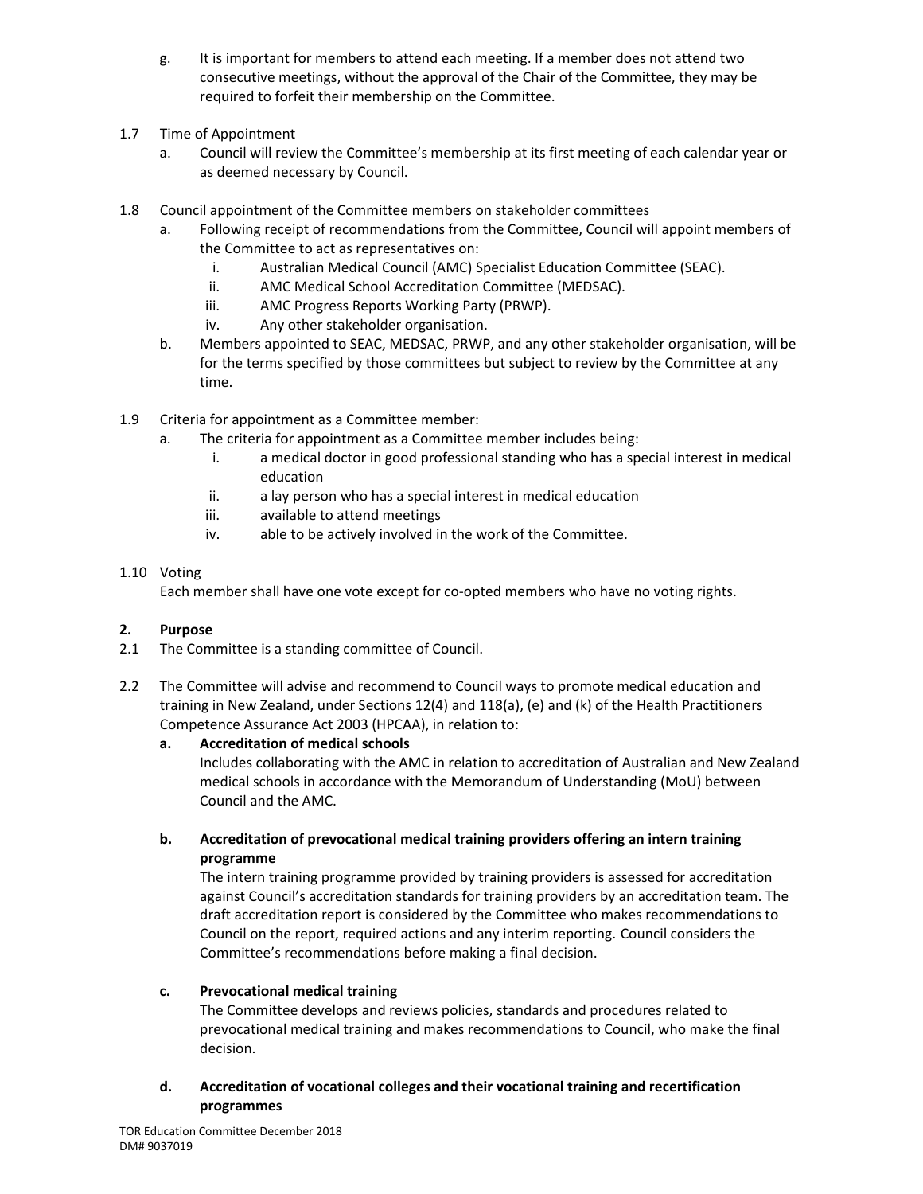g. It is important for members to attend each meeting. If a member does not attend two consecutive meetings, without the approval of the Chair of the Committee, they may be required to forfeit their membership on the Committee.

1.7 Time of Appointment

a. Council will review the Committee's membership at its first meeting of each calendar year or as deemed necessary by Council.

1.8 Council appointment of the Committee members on stakeholder committees

a. Following receipt of recommendations from the Committee, Council will appoint members of the Committee to act as representatives on:
   i. Australian Medical Council (AMC) Specialist Education Committee (SEAC).
   ii. AMC Medical School Accreditation Committee (MEDSAC).
   iii. AMC Progress Reports Working Party (PRWP).
   iv. Any other stakeholder organisation.

b. Members appointed to SEAC, MEDSAC, PRWP, and any other stakeholder organisation, will be for the terms specified by those committees but subject to review by the Committee at any time.

1.9 Criteria for appointment as a Committee member:

a. The criteria for appointment as a Committee member includes being:
   i. a medical doctor in good professional standing who has a special interest in medical education
   ii. a lay person who has a special interest in medical education
   iii. available to attend meetings
   iv. able to be actively involved in the work of the Committee.

1.10 Voting

Each member shall have one vote except for co-opted members who have no voting rights.

## 2. Purpose

2.1 The Committee is a standing committee of Council.

2.2 The Committee will advise and recommend to Council ways to promote medical education and training in New Zealand, under Sections 12(4) and 118(a), (e) and (k) of the Health Practitioners Competence Assurance Act 2003 (HPCAA), in relation to:

**a. Accreditation of medical schools**

Includes collaborating with the AMC in relation to accreditation of Australian and New Zealand medical schools in accordance with the Memorandum of Understanding (MoU) between Council and the AMC.

**b. Accreditation of prevocational medical training providers offering an intern training programme**

The intern training programme provided by training providers is assessed for accreditation against Council's accreditation standards for training providers by an accreditation team. The draft accreditation report is considered by the Committee who makes recommendations to Council on the report, required actions and any interim reporting. Council considers the Committee's recommendations before making a final decision.

**c. Prevocational medical training**

The Committee develops and reviews policies, standards and procedures related to prevocational medical training and makes recommendations to Council, who make the final decision.

**d. Accreditation of vocational colleges and their vocational training and recertification programmes**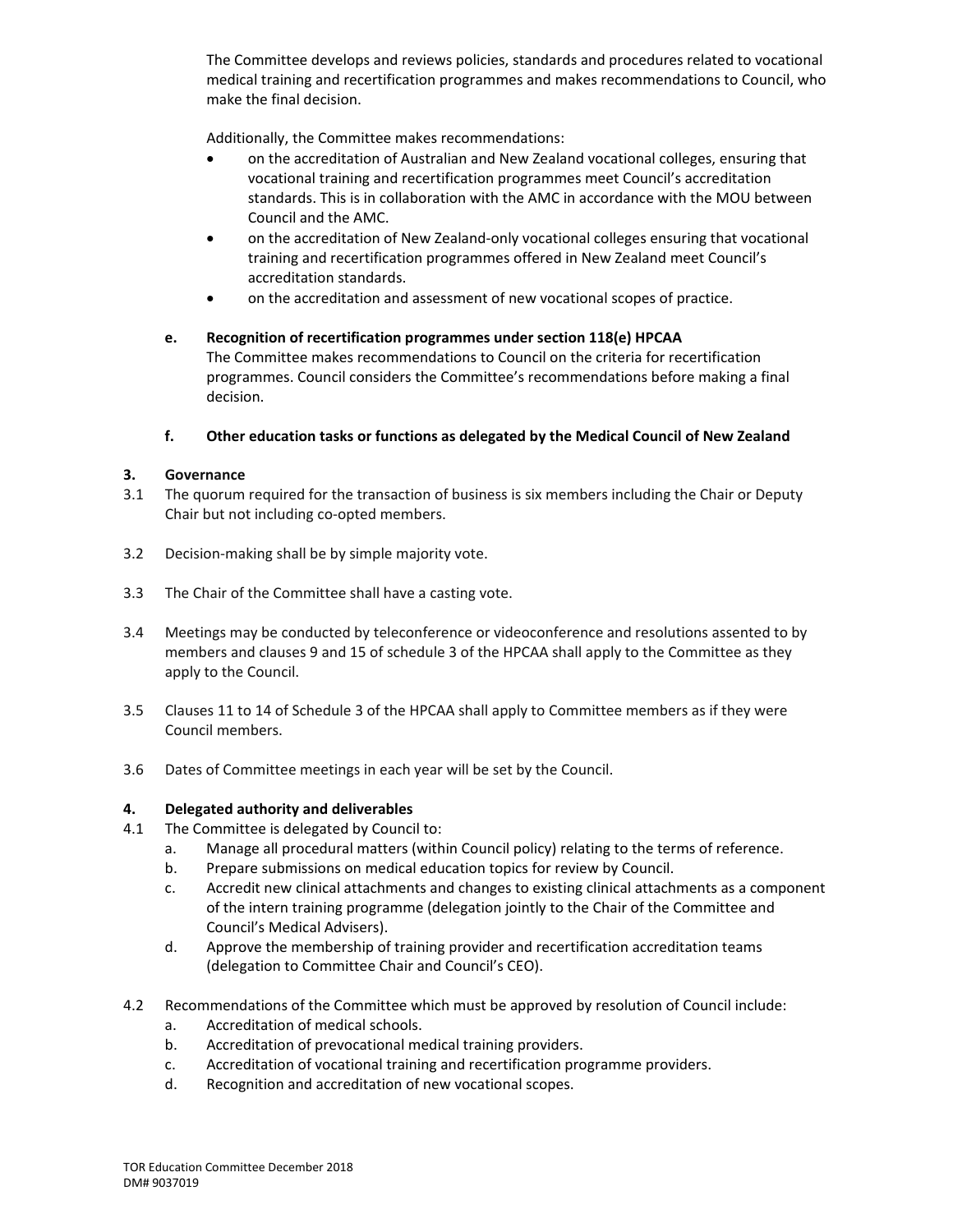The Committee develops and reviews policies, standards and procedures related to vocational medical training and recertification programmes and makes recommendations to Council, who make the final decision.

Additionally, the Committee makes recommendations:

- on the accreditation of Australian and New Zealand vocational colleges, ensuring that vocational training and recertification programmes meet Council's accreditation standards. This is in collaboration with the AMC in accordance with the MOU between Council and the AMC.
- on the accreditation of New Zealand-only vocational colleges ensuring that vocational training and recertification programmes offered in New Zealand meet Council's accreditation standards.
- on the accreditation and assessment of new vocational scopes of practice.

**e. Recognition of recertification programmes under section 118(e) HPCAA**

The Committee makes recommendations to Council on the criteria for recertification programmes. Council considers the Committee's recommendations before making a final decision.

**f. Other education tasks or functions as delegated by the Medical Council of New Zealand**

## 3. Governance

3.1 The quorum required for the transaction of business is six members including the Chair or Deputy Chair but not including co-opted members.

3.2 Decision-making shall be by simple majority vote.

3.3 The Chair of the Committee shall have a casting vote.

3.4 Meetings may be conducted by teleconference or videoconference and resolutions assented to by members and clauses 9 and 15 of schedule 3 of the HPCAA shall apply to the Committee as they apply to the Council.

3.5 Clauses 11 to 14 of Schedule 3 of the HPCAA shall apply to Committee members as if they were Council members.

3.6 Dates of Committee meetings in each year will be set by the Council.

## 4. Delegated authority and deliverables

4.1 The Committee is delegated by Council to:

a. Manage all procedural matters (within Council policy) relating to the terms of reference.

b. Prepare submissions on medical education topics for review by Council.

c. Accredit new clinical attachments and changes to existing clinical attachments as a component of the intern training programme (delegation jointly to the Chair of the Committee and Council's Medical Advisers).

d. Approve the membership of training provider and recertification accreditation teams (delegation to Committee Chair and Council's CEO).

4.2 Recommendations of the Committee which must be approved by resolution of Council include:

a. Accreditation of medical schools.

b. Accreditation of prevocational medical training providers.

c. Accreditation of vocational training and recertification programme providers.

d. Recognition and accreditation of new vocational scopes.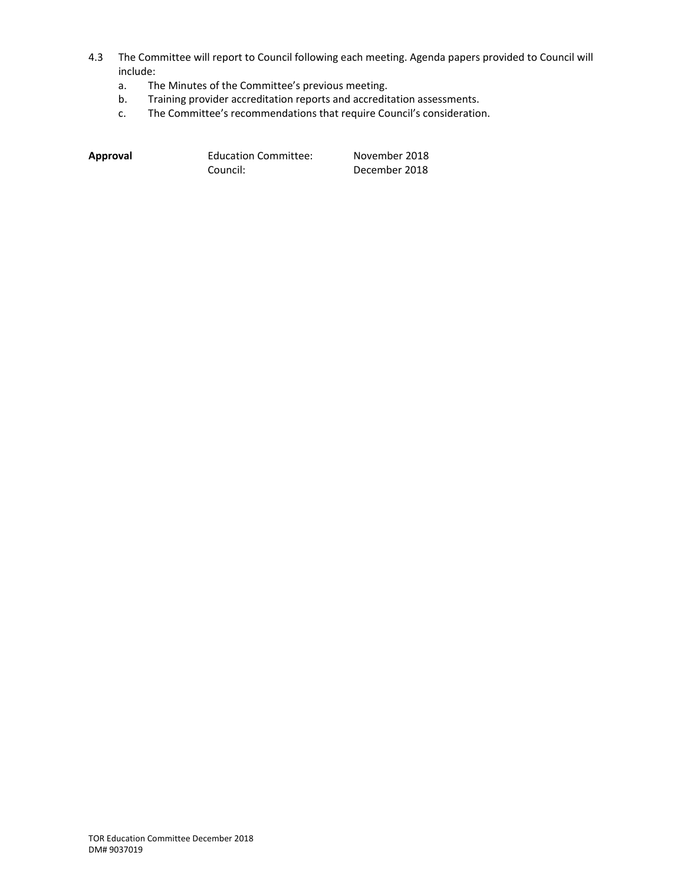4.3 The Committee will report to Council following each meeting. Agenda papers provided to Council will include:

a. The Minutes of the Committee's previous meeting.
b. Training provider accreditation reports and accreditation assessments.
c. The Committee's recommendations that require Council's consideration.

| | | |
|---|---|---|
| **Approval** | Education Committee: | November 2018 |
| | Council: | December 2018 |